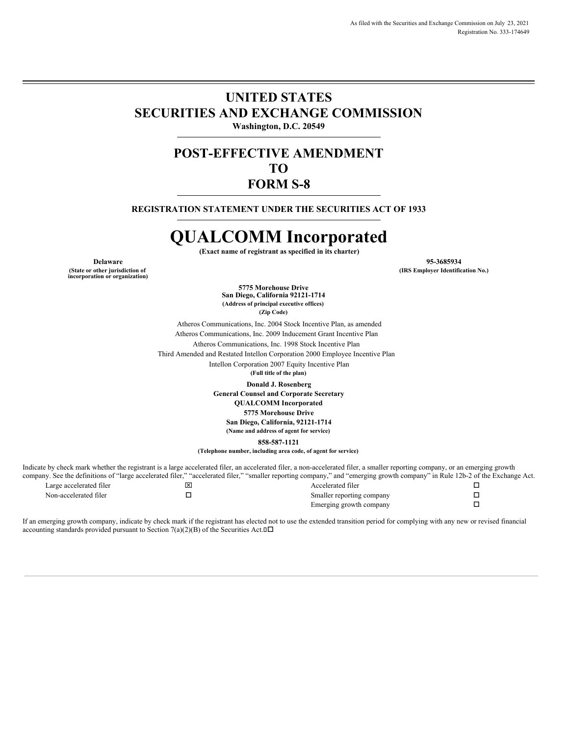As filed with the Securities and Exchange Commission on July 23, 2021
Registration No. 333-174649

# UNITED STATES
# SECURITIES AND EXCHANGE COMMISSION
**Washington, D.C. 20549**

## POST-EFFECTIVE AMENDMENT
## TO
## FORM S-8

**REGISTRATION STATEMENT UNDER THE SECURITIES ACT OF 1933**

# QUALCOMM Incorporated
**(Exact name of registrant as specified in its charter)**

| **Delaware** | **95-3685934** |
|---|---|
| **(State or other jurisdiction of incorporation or organization)** | **(IRS Employer Identification No.)** |

**5775 Morehouse Drive**
**San Diego, California 92121-1714**
**(Address of principal executive offices)**
**(Zip Code)**

Atheros Communications, Inc. 2004 Stock Incentive Plan, as amended
Atheros Communications, Inc. 2009 Inducement Grant Incentive Plan
Atheros Communications, Inc. 1998 Stock Incentive Plan
Third Amended and Restated Intellon Corporation 2000 Employee Incentive Plan
Intellon Corporation 2007 Equity Incentive Plan
**(Full title of the plan)**

**Donald J. Rosenberg**
**General Counsel and Corporate Secretary**
**QUALCOMM Incorporated**
**5775 Morehouse Drive**
**San Diego, California, 92121-1714**
**(Name and address of agent for service)**

**858-587-1121**
**(Telephone number, including area code, of agent for service)**

Indicate by check mark whether the registrant is a large accelerated filer, an accelerated filer, a non-accelerated filer, a smaller reporting company, or an emerging growth company. See the definitions of "large accelerated filer," "accelerated filer," "smaller reporting company," and "emerging growth company" in Rule 12b-2 of the Exchange Act.

| | | | |
|---|---|---|---|
| Large accelerated filer | ☒ | Accelerated filer | ☐ |
| Non-accelerated filer | ☐ | Smaller reporting company | ☐ |
| | | Emerging growth company | ☐ |

If an emerging growth company, indicate by check mark if the registrant has elected not to use the extended transition period for complying with any new or revised financial accounting standards provided pursuant to Section 7(a)(2)(B) of the Securities Act.☐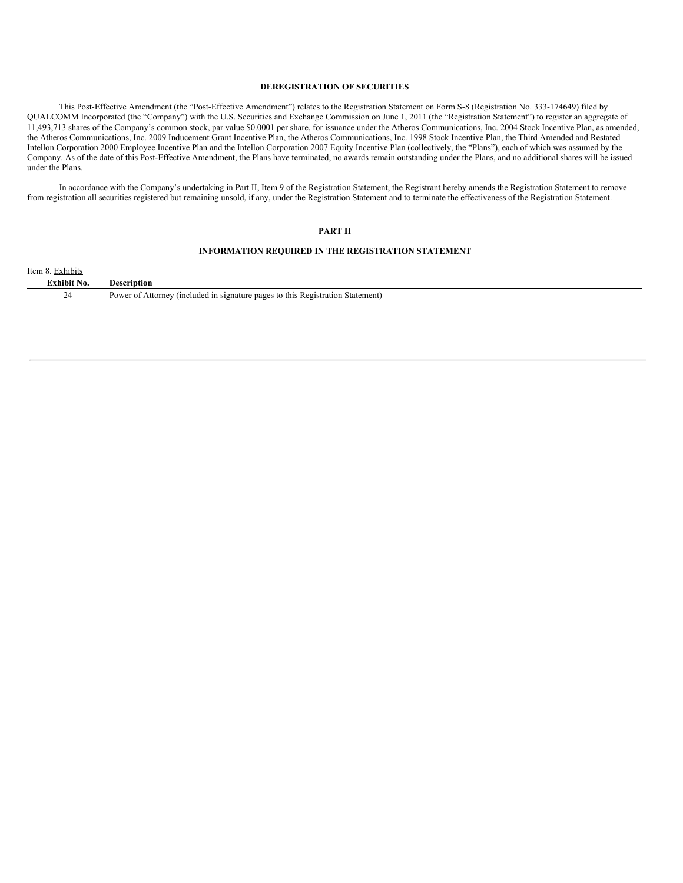## DEREGISTRATION OF SECURITIES

This Post-Effective Amendment (the "Post-Effective Amendment") relates to the Registration Statement on Form S-8 (Registration No. 333-174649) filed by QUALCOMM Incorporated (the "Company") with the U.S. Securities and Exchange Commission on June 1, 2011 (the "Registration Statement") to register an aggregate of 11,493,713 shares of the Company's common stock, par value $0.0001 per share, for issuance under the Atheros Communications, Inc. 2004 Stock Incentive Plan, as amended, the Atheros Communications, Inc. 2009 Inducement Grant Incentive Plan, the Atheros Communications, Inc. 1998 Stock Incentive Plan, the Third Amended and Restated Intellon Corporation 2000 Employee Incentive Plan and the Intellon Corporation 2007 Equity Incentive Plan (collectively, the "Plans"), each of which was assumed by the Company. As of the date of this Post-Effective Amendment, the Plans have terminated, no awards remain outstanding under the Plans, and no additional shares will be issued under the Plans.

In accordance with the Company's undertaking in Part II, Item 9 of the Registration Statement, the Registrant hereby amends the Registration Statement to remove from registration all securities registered but remaining unsold, if any, under the Registration Statement and to terminate the effectiveness of the Registration Statement.

## PART II

## INFORMATION REQUIRED IN THE REGISTRATION STATEMENT

Item 8. Exhibits

| Exhibit No. | Description |
|---|---|
| 24 | Power of Attorney (included in signature pages to this Registration Statement) |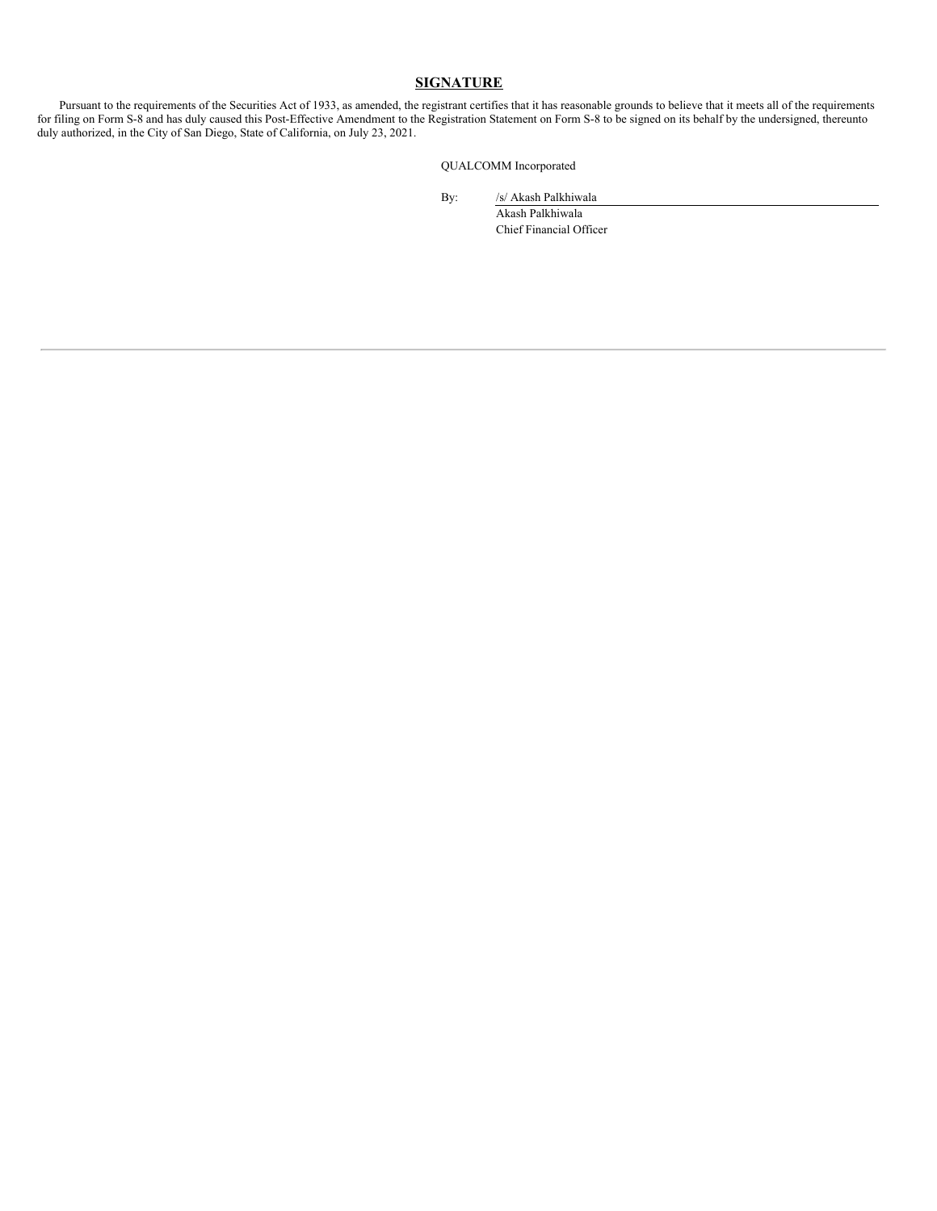## SIGNATURE

Pursuant to the requirements of the Securities Act of 1933, as amended, the registrant certifies that it has reasonable grounds to believe that it meets all of the requirements for filing on Form S-8 and has duly caused this Post-Effective Amendment to the Registration Statement on Form S-8 to be signed on its behalf by the undersigned, thereunto duly authorized, in the City of San Diego, State of California, on July 23, 2021.

QUALCOMM Incorporated

By: /s/ Akash Palkhiwala
Akash Palkhiwala
Chief Financial Officer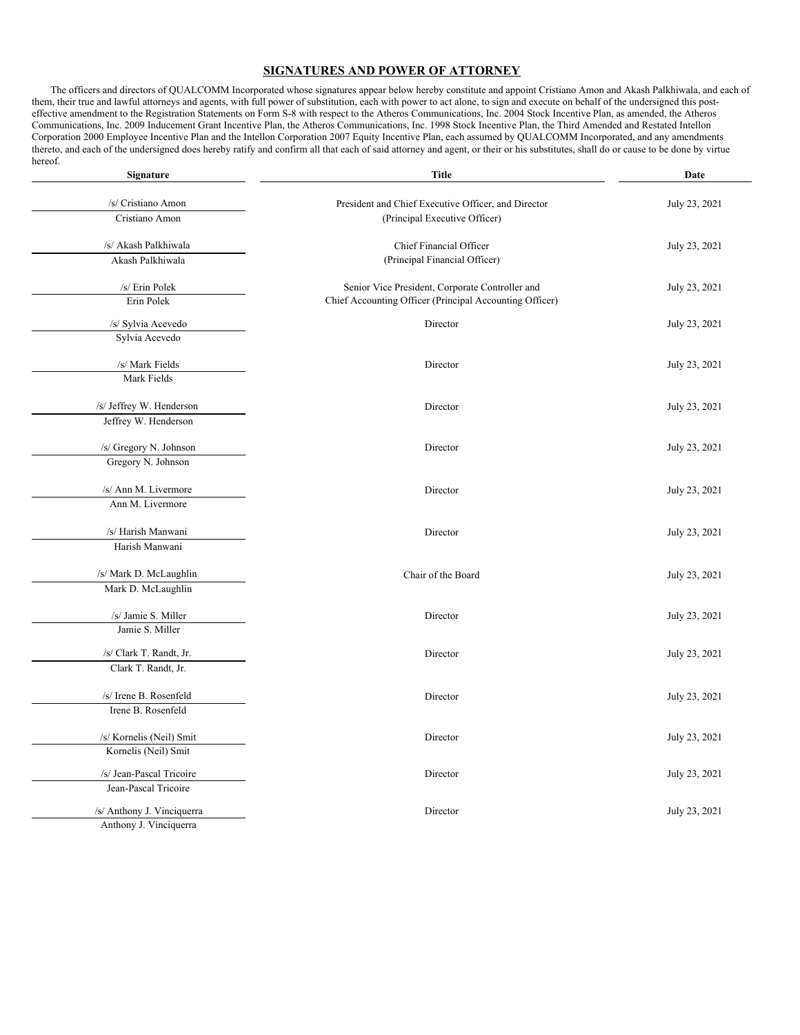## SIGNATURES AND POWER OF ATTORNEY

The officers and directors of QUALCOMM Incorporated whose signatures appear below hereby constitute and appoint Cristiano Amon and Akash Palkhiwala, and each of them, their true and lawful attorneys and agents, with full power of substitution, each with power to act alone, to sign and execute on behalf of the undersigned this post-effective amendment to the Registration Statements on Form S-8 with respect to the Atheros Communications, Inc. 2004 Stock Incentive Plan, as amended, the Atheros Communications, Inc. 2009 Inducement Grant Incentive Plan, the Atheros Communications, Inc. 1998 Stock Incentive Plan, the Third Amended and Restated Intellon Corporation 2000 Employee Incentive Plan and the Intellon Corporation 2007 Equity Incentive Plan, each assumed by QUALCOMM Incorporated, and any amendments thereto, and each of the undersigned does hereby ratify and confirm all that each of said attorney and agent, or their or his substitutes, shall do or cause to be done by virtue hereof.

| Signature | Title | Date |
|---|---|---|
| /s/ Cristiano Amon<br>Cristiano Amon | President and Chief Executive Officer, and Director<br>(Principal Executive Officer) | July 23, 2021 |
| /s/ Akash Palkhiwala<br>Akash Palkhiwala | Chief Financial Officer<br>(Principal Financial Officer) | July 23, 2021 |
| /s/ Erin Polek<br>Erin Polek | Senior Vice President, Corporate Controller and<br>Chief Accounting Officer (Principal Accounting Officer) | July 23, 2021 |
| /s/ Sylvia Acevedo<br>Sylvia Acevedo | Director | July 23, 2021 |
| /s/ Mark Fields<br>Mark Fields | Director | July 23, 2021 |
| /s/ Jeffrey W. Henderson<br>Jeffrey W. Henderson | Director | July 23, 2021 |
| /s/ Gregory N. Johnson<br>Gregory N. Johnson | Director | July 23, 2021 |
| /s/ Ann M. Livermore<br>Ann M. Livermore | Director | July 23, 2021 |
| /s/ Harish Manwani<br>Harish Manwani | Director | July 23, 2021 |
| /s/ Mark D. McLaughlin<br>Mark D. McLaughlin | Chair of the Board | July 23, 2021 |
| /s/ Jamie S. Miller<br>Jamie S. Miller | Director | July 23, 2021 |
| /s/ Clark T. Randt, Jr.<br>Clark T. Randt, Jr. | Director | July 23, 2021 |
| /s/ Irene B. Rosenfeld<br>Irene B. Rosenfeld | Director | July 23, 2021 |
| /s/ Kornelis (Neil) Smit<br>Kornelis (Neil) Smit | Director | July 23, 2021 |
| /s/ Jean-Pascal Tricoire<br>Jean-Pascal Tricoire | Director | July 23, 2021 |
| /s/ Anthony J. Vinciquerra<br>Anthony J. Vinciquerra | Director | July 23, 2021 |